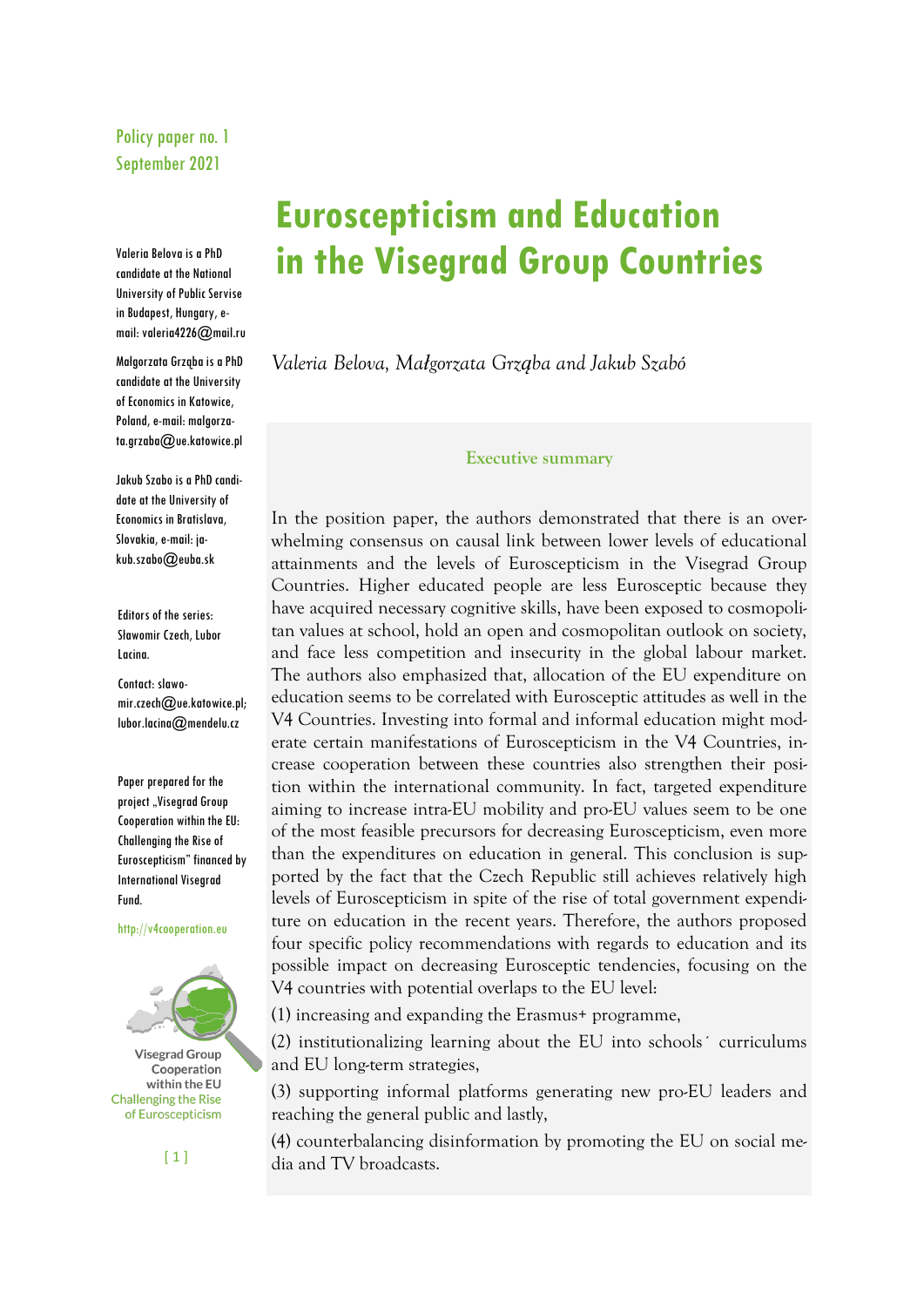Policy paper no. 1
September 2021

# Euroscepticism and Education in the Visegrad Group Countries

*Valeria Belova, Małgorzata Grząba and Jakub Szabó*

Valeria Belova is a PhD candidate at the National University of Public Servise in Budapest, Hungary, e-mail: valeria4226@mail.ru

Małgorzata Grząba is a PhD candidate at the University of Economics in Katowice, Poland, e-mail: malgorzata.grzaba@ue.katowice.pl

Jakub Szabo is a PhD candidate at the University of Economics in Bratislava, Slovakia, e-mail: jakub.szabo@euba.sk

Editors of the series: Slawomir Czech, Lubor Lacina.

Contact: slawomir.czech@ue.katowice.pl; lubor.lacina@mendelu.cz

Paper prepared for the project „Visegrad Group Cooperation within the EU: Challenging the Rise of Euroscepticism" financed by International Visegrad Fund.

http://v4cooperation.eu

Visegrad Group Cooperation within the EU
Challenging the Rise of Euroscepticism

## Executive summary

In the position paper, the authors demonstrated that there is an overwhelming consensus on causal link between lower levels of educational attainments and the levels of Euroscepticism in the Visegrad Group Countries. Higher educated people are less Eurosceptic because they have acquired necessary cognitive skills, have been exposed to cosmopolitan values at school, hold an open and cosmopolitan outlook on society, and face less competition and insecurity in the global labour market. The authors also emphasized that, allocation of the EU expenditure on education seems to be correlated with Eurosceptic attitudes as well in the V4 Countries. Investing into formal and informal education might moderate certain manifestations of Euroscepticism in the V4 Countries, increase cooperation between these countries also strengthen their position within the international community. In fact, targeted expenditure aiming to increase intra-EU mobility and pro-EU values seem to be one of the most feasible precursors for decreasing Euroscepticism, even more than the expenditures on education in general. This conclusion is supported by the fact that the Czech Republic still achieves relatively high levels of Euroscepticism in spite of the rise of total government expenditure on education in the recent years. Therefore, the authors proposed four specific policy recommendations with regards to education and its possible impact on decreasing Eurosceptic tendencies, focusing on the V4 countries with potential overlaps to the EU level:

(1) increasing and expanding the Erasmus+ programme,

(2) institutionalizing learning about the EU into schools´ curriculums and EU long-term strategies,

(3) supporting informal platforms generating new pro-EU leaders and reaching the general public and lastly,

(4) counterbalancing disinformation by promoting the EU on social media and TV broadcasts.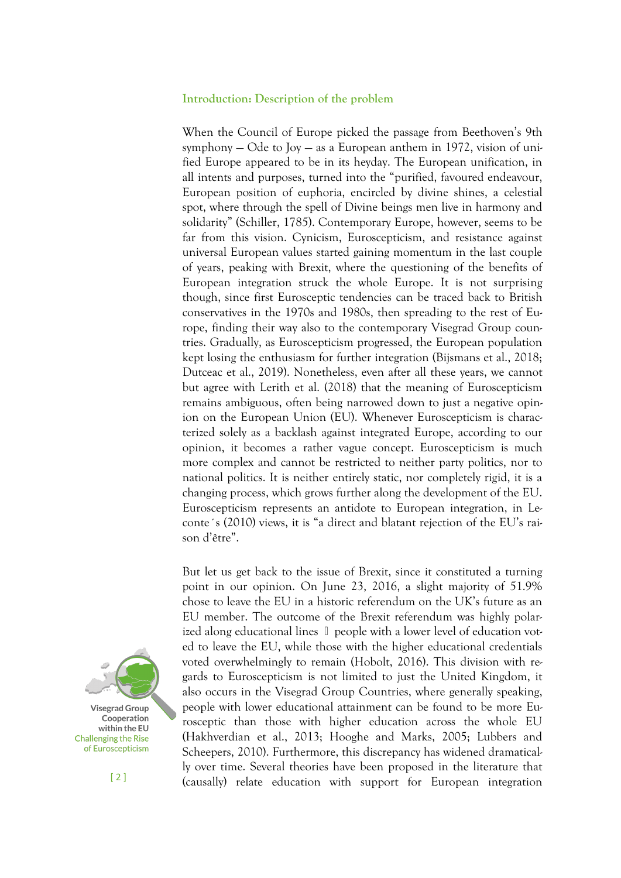## Introduction: Description of the problem

When the Council of Europe picked the passage from Beethoven's 9th symphony — Ode to Joy — as a European anthem in 1972, vision of unified Europe appeared to be in its heyday. The European unification, in all intents and purposes, turned into the "purified, favoured endeavour, European position of euphoria, encircled by divine shines, a celestial spot, where through the spell of Divine beings men live in harmony and solidarity" (Schiller, 1785). Contemporary Europe, however, seems to be far from this vision. Cynicism, Euroscepticism, and resistance against universal European values started gaining momentum in the last couple of years, peaking with Brexit, where the questioning of the benefits of European integration struck the whole Europe. It is not surprising though, since first Eurosceptic tendencies can be traced back to British conservatives in the 1970s and 1980s, then spreading to the rest of Europe, finding their way also to the contemporary Visegrad Group countries. Gradually, as Euroscepticism progressed, the European population kept losing the enthusiasm for further integration (Bijsmans et al., 2018; Dutceac et al., 2019). Nonetheless, even after all these years, we cannot but agree with Lerith et al. (2018) that the meaning of Euroscepticism remains ambiguous, often being narrowed down to just a negative opinion on the European Union (EU). Whenever Euroscepticism is characterized solely as a backlash against integrated Europe, according to our opinion, it becomes a rather vague concept. Euroscepticism is much more complex and cannot be restricted to neither party politics, nor to national politics. It is neither entirely static, nor completely rigid, it is a changing process, which grows further along the development of the EU. Euroscepticism represents an antidote to European integration, in Leconte´s (2010) views, it is "a direct and blatant rejection of the EU's raison d'être".

But let us get back to the issue of Brexit, since it constituted a turning point in our opinion. On June 23, 2016, a slight majority of 51.9% chose to leave the EU in a historic referendum on the UK's future as an EU member. The outcome of the Brexit referendum was highly polarized along educational lines  people with a lower level of education voted to leave the EU, while those with the higher educational credentials voted overwhelmingly to remain (Hobolt, 2016). This division with regards to Euroscepticism is not limited to just the United Kingdom, it also occurs in the Visegrad Group Countries, where generally speaking, people with lower educational attainment can be found to be more Eurosceptic than those with higher education across the whole EU (Hakhverdian et al., 2013; Hooghe and Marks, 2005; Lubbers and Scheepers, 2010). Furthermore, this discrepancy has widened dramatically over time. Several theories have been proposed in the literature that (causally) relate education with support for European integration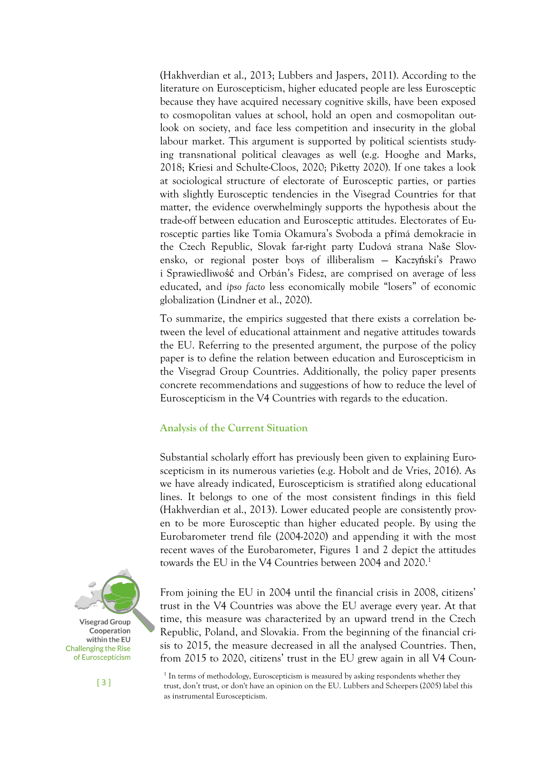(Hakhverdian et al., 2013; Lubbers and Jaspers, 2011). According to the literature on Euroscepticism, higher educated people are less Eurosceptic because they have acquired necessary cognitive skills, have been exposed to cosmopolitan values at school, hold an open and cosmopolitan outlook on society, and face less competition and insecurity in the global labour market. This argument is supported by political scientists studying transnational political cleavages as well (e.g. Hooghe and Marks, 2018; Kriesi and Schulte-Cloos, 2020; Piketty 2020). If one takes a look at sociological structure of electorate of Eurosceptic parties, or parties with slightly Eurosceptic tendencies in the Visegrad Countries for that matter, the evidence overwhelmingly supports the hypothesis about the trade-off between education and Eurosceptic attitudes. Electorates of Eurosceptic parties like Tomia Okamura's Svoboda a přímá demokracie in the Czech Republic, Slovak far-right party Ľudová strana Naše Slovensko, or regional poster boys of illiberalism — Kaczyński's Prawo i Sprawiedliwość and Orbán's Fidesz, are comprised on average of less educated, and *ipso facto* less economically mobile "losers" of economic globalization (Lindner et al., 2020).

To summarize, the empirics suggested that there exists a correlation between the level of educational attainment and negative attitudes towards the EU. Referring to the presented argument, the purpose of the policy paper is to define the relation between education and Euroscepticism in the Visegrad Group Countries. Additionally, the policy paper presents concrete recommendations and suggestions of how to reduce the level of Euroscepticism in the V4 Countries with regards to the education.

## Analysis of the Current Situation

Substantial scholarly effort has previously been given to explaining Euroscepticism in its numerous varieties (e.g. Hobolt and de Vries, 2016). As we have already indicated, Euroscepticism is stratified along educational lines. It belongs to one of the most consistent findings in this field (Hakhverdian et al., 2013). Lower educated people are consistently proven to be more Eurosceptic than higher educated people. By using the Eurobarometer trend file (2004-2020) and appending it with the most recent waves of the Eurobarometer, Figures 1 and 2 depict the attitudes towards the EU in the V4 Countries between 2004 and 2020.[1]

From joining the EU in 2004 until the financial crisis in 2008, citizens' trust in the V4 Countries was above the EU average every year. At that time, this measure was characterized by an upward trend in the Czech Republic, Poland, and Slovakia. From the beginning of the financial crisis to 2015, the measure decreased in all the analysed Countries. Then, from 2015 to 2020, citizens' trust in the EU grew again in all V4 Coun-

[1] In terms of methodology, Euroscepticism is measured by asking respondents whether they trust, don't trust, or don't have an opinion on the EU. Lubbers and Scheepers (2005) label this as instrumental Euroscepticism.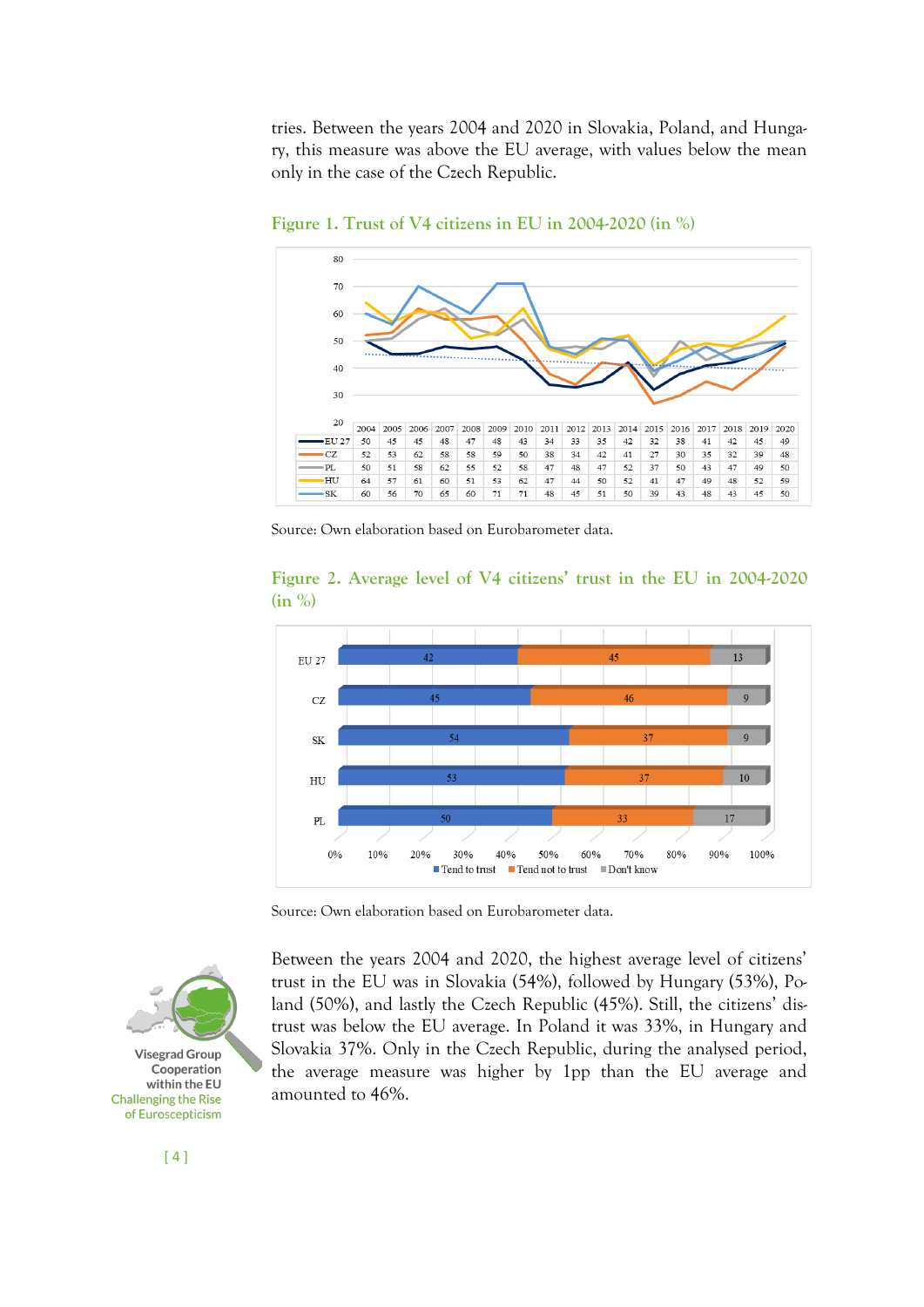tries. Between the years 2004 and 2020 in Slovakia, Poland, and Hungary, this measure was above the EU average, with values below the mean only in the case of the Czech Republic.

**Figure 1. Trust of V4 citizens in EU in 2004-2020 (in %)**

| | 2004 | 2005 | 2006 | 2007 | 2008 | 2009 | 2010 | 2011 | 2012 | 2013 | 2014 | 2015 | 2016 | 2017 | 2018 | 2019 | 2020 |
|---|---|---|---|---|---|---|---|---|---|---|---|---|---|---|---|---|---|
| EU 27 | 50 | 45 | 45 | 48 | 47 | 48 | 43 | 34 | 33 | 35 | 42 | 32 | 38 | 41 | 42 | 45 | 49 |
| CZ | 52 | 53 | 62 | 58 | 58 | 59 | 50 | 38 | 34 | 42 | 41 | 27 | 30 | 35 | 32 | 39 | 48 |
| PL | 50 | 51 | 58 | 62 | 55 | 52 | 58 | 47 | 48 | 47 | 52 | 37 | 50 | 43 | 47 | 49 | 50 |
| HU | 64 | 57 | 61 | 60 | 51 | 53 | 62 | 47 | 44 | 50 | 52 | 41 | 47 | 49 | 48 | 52 | 59 |
| SK | 60 | 56 | 70 | 65 | 60 | 71 | 71 | 48 | 45 | 51 | 50 | 39 | 43 | 48 | 43 | 45 | 50 |

Source: Own elaboration based on Eurobarometer data.

**Figure 2. Average level of V4 citizens' trust in the EU in 2004-2020 (in %)**

| | Tend to trust | Tend not to trust | Don't know |
|---|---|---|---|
| EU 27 | 42 | 45 | 13 |
| CZ | 45 | 46 | 9 |
| SK | 54 | 37 | 9 |
| HU | 53 | 37 | 10 |
| PL | 50 | 33 | 17 |

Source: Own elaboration based on Eurobarometer data.

Between the years 2004 and 2020, the highest average level of citizens' trust in the EU was in Slovakia (54%), followed by Hungary (53%), Poland (50%), and lastly the Czech Republic (45%). Still, the citizens' distrust was below the EU average. In Poland it was 33%, in Hungary and Slovakia 37%. Only in the Czech Republic, during the analysed period, the average measure was higher by 1pp than the EU average and amounted to 46%.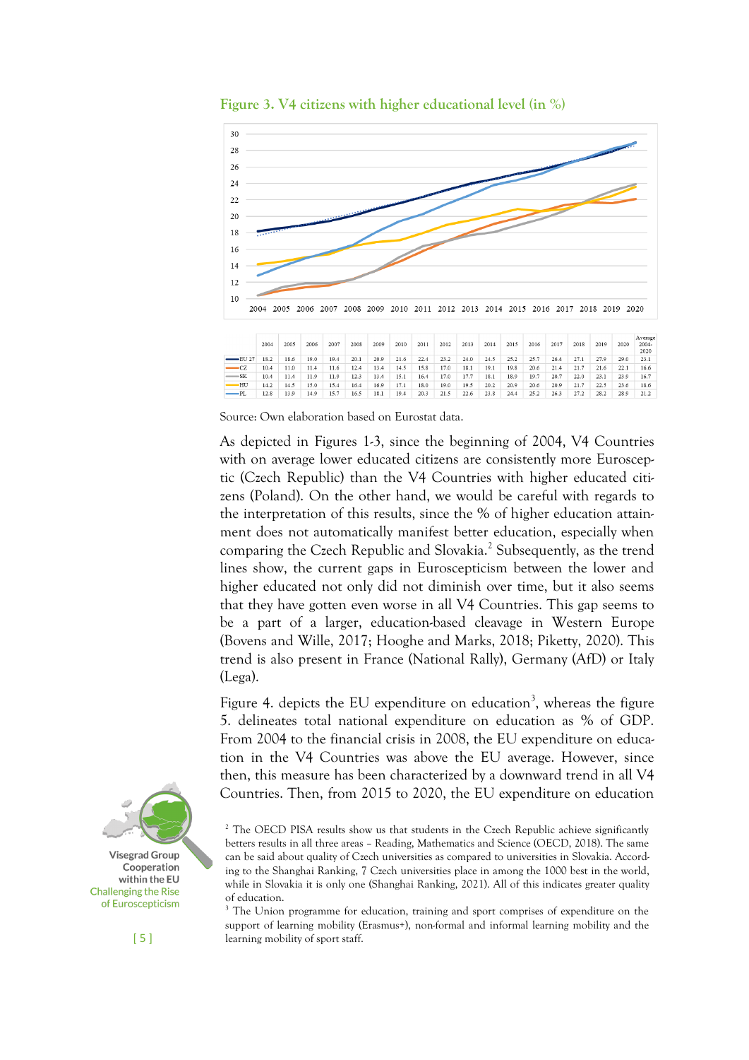**Figure 3. V4 citizens with higher educational level (in %)**

|  | 2004 | 2005 | 2006 | 2007 | 2008 | 2009 | 2010 | 2011 | 2012 | 2013 | 2014 | 2015 | 2016 | 2017 | 2018 | 2019 | 2020 | Average 2004-2020 |
|---|---|---|---|---|---|---|---|---|---|---|---|---|---|---|---|---|---|---|
| EU 27 | 18.2 | 18.6 | 19.0 | 19.4 | 20.1 | 20.9 | 21.6 | 22.4 | 23.2 | 24.0 | 24.5 | 25.2 | 25.7 | 26.4 | 27.1 | 27.9 | 29.0 | 23.1 |
| CZ | 10.4 | 11.0 | 11.4 | 11.6 | 12.4 | 13.4 | 14.5 | 15.8 | 17.0 | 18.1 | 19.1 | 19.8 | 20.6 | 21.4 | 21.7 | 21.6 | 22.1 | 16.6 |
| SK | 10.4 | 11.4 | 11.9 | 11.9 | 12.3 | 13.4 | 15.1 | 16.4 | 17.0 | 17.7 | 18.1 | 18.9 | 19.7 | 20.7 | 22.0 | 23.1 | 23.9 | 16.7 |
| HU | 14.2 | 14.5 | 15.0 | 15.4 | 16.4 | 16.9 | 17.1 | 18.0 | 19.0 | 19.5 | 20.2 | 20.9 | 20.6 | 20.9 | 21.7 | 22.5 | 23.6 | 18.6 |
| PL | 12.8 | 13.9 | 14.9 | 15.7 | 16.5 | 18.1 | 19.4 | 20.3 | 21.5 | 22.6 | 23.8 | 24.4 | 25.2 | 26.3 | 27.2 | 28.2 | 28.9 | 21.2 |

Source: Own elaboration based on Eurostat data.

As depicted in Figures 1-3, since the beginning of 2004, V4 Countries with on average lower educated citizens are consistently more Eurosceptic (Czech Republic) than the V4 Countries with higher educated citizens (Poland). On the other hand, we would be careful with regards to the interpretation of this results, since the % of higher education attainment does not automatically manifest better education, especially when comparing the Czech Republic and Slovakia.[2] Subsequently, as the trend lines show, the current gaps in Euroscepticism between the lower and higher educated not only did not diminish over time, but it also seems that they have gotten even worse in all V4 Countries. This gap seems to be a part of a larger, education-based cleavage in Western Europe (Bovens and Wille, 2017; Hooghe and Marks, 2018; Piketty, 2020). This trend is also present in France (National Rally), Germany (AfD) or Italy (Lega).

Figure 4. depicts the EU expenditure on education[3], whereas the figure 5. delineates total national expenditure on education as % of GDP. From 2004 to the financial crisis in 2008, the EU expenditure on education in the V4 Countries was above the EU average. However, since then, this measure has been characterized by a downward trend in all V4 Countries. Then, from 2015 to 2020, the EU expenditure on education

[2] The OECD PISA results show us that students in the Czech Republic achieve significantly betters results in all three areas – Reading, Mathematics and Science (OECD, 2018). The same can be said about quality of Czech universities as compared to universities in Slovakia. According to the Shanghai Ranking, 7 Czech universities place in among the 1000 best in the world, while in Slovakia it is only one (Shanghai Ranking, 2021). All of this indicates greater quality of education.

[3] The Union programme for education, training and sport comprises of expenditure on the support of learning mobility (Erasmus+), non-formal and informal learning mobility and the learning mobility of sport staff.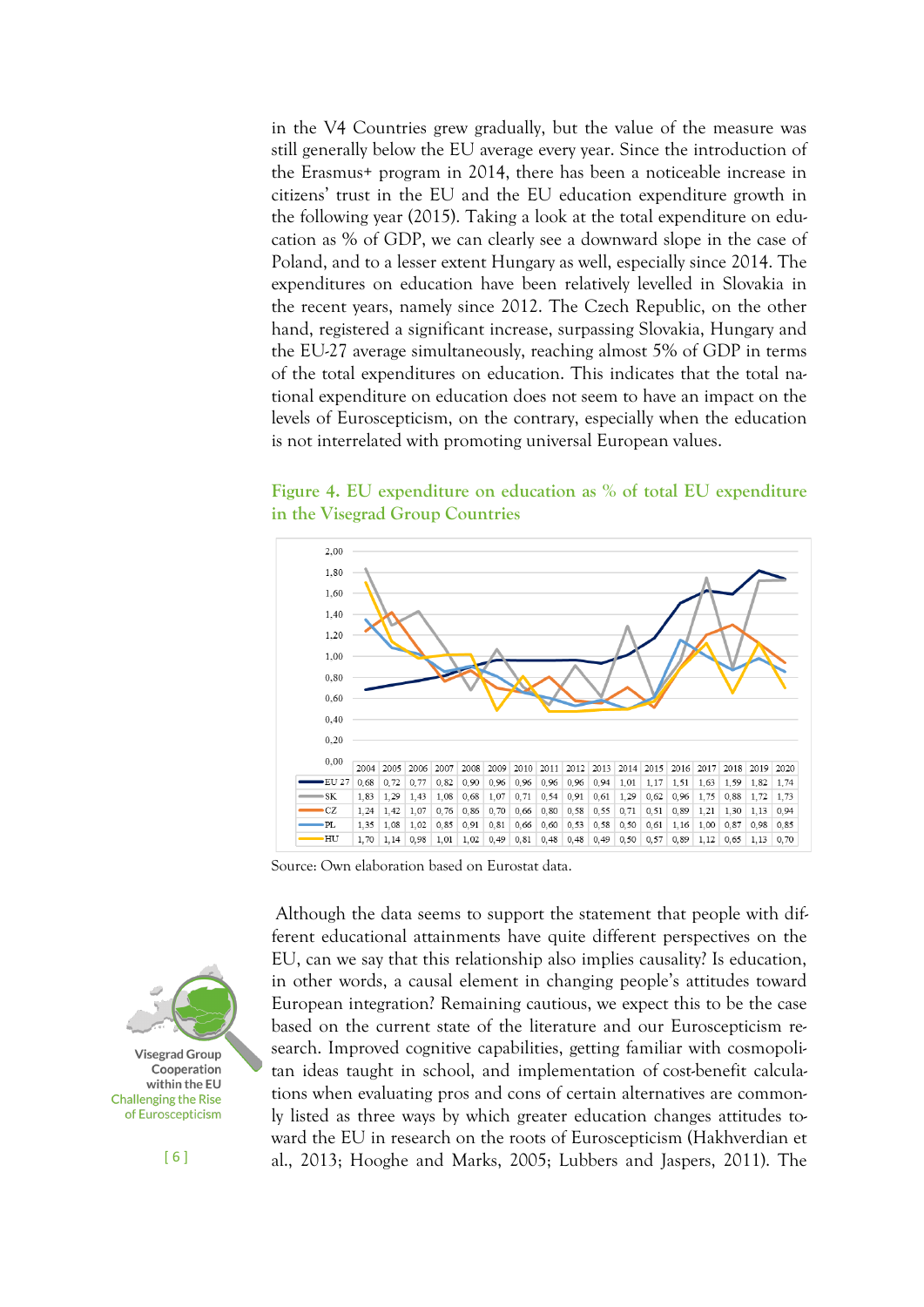in the V4 Countries grew gradually, but the value of the measure was still generally below the EU average every year. Since the introduction of the Erasmus+ program in 2014, there has been a noticeable increase in citizens' trust in the EU and the EU education expenditure growth in the following year (2015). Taking a look at the total expenditure on education as % of GDP, we can clearly see a downward slope in the case of Poland, and to a lesser extent Hungary as well, especially since 2014. The expenditures on education have been relatively levelled in Slovakia in the recent years, namely since 2012. The Czech Republic, on the other hand, registered a significant increase, surpassing Slovakia, Hungary and the EU-27 average simultaneously, reaching almost 5% of GDP in terms of the total expenditures on education. This indicates that the total national expenditure on education does not seem to have an impact on the levels of Euroscepticism, on the contrary, especially when the education is not interrelated with promoting universal European values.

**Figure 4. EU expenditure on education as % of total EU expenditure in the Visegrad Group Countries**

| | 2004 | 2005 | 2006 | 2007 | 2008 | 2009 | 2010 | 2011 | 2012 | 2013 | 2014 | 2015 | 2016 | 2017 | 2018 | 2019 | 2020 |
|---|---|---|---|---|---|---|---|---|---|---|---|---|---|---|---|---|---|
| EU 27 | 0,68 | 0,72 | 0,77 | 0,82 | 0,90 | 0,96 | 0,96 | 0,96 | 0,96 | 0,94 | 1,01 | 1,17 | 1,51 | 1,63 | 1,59 | 1,82 | 1,74 |
| SK | 1,83 | 1,29 | 1,43 | 1,08 | 0,68 | 1,07 | 0,71 | 0,54 | 0,91 | 0,61 | 1,29 | 0,62 | 0,96 | 1,75 | 0,88 | 1,72 | 1,73 |
| CZ | 1,24 | 1,42 | 1,07 | 0,76 | 0,86 | 0,70 | 0,66 | 0,80 | 0,58 | 0,55 | 0,71 | 0,51 | 0,89 | 1,21 | 1,30 | 1,13 | 0,94 |
| PL | 1,35 | 1,08 | 1,02 | 0,85 | 0,91 | 0,81 | 0,66 | 0,60 | 0,53 | 0,58 | 0,50 | 0,61 | 1,16 | 1,00 | 0,87 | 0,98 | 0,85 |
| HU | 1,70 | 1,14 | 0,98 | 1,01 | 1,02 | 0,49 | 0,81 | 0,48 | 0,48 | 0,49 | 0,50 | 0,57 | 0,89 | 1,12 | 0,65 | 1,13 | 0,70 |

Source: Own elaboration based on Eurostat data.

Although the data seems to support the statement that people with different educational attainments have quite different perspectives on the EU, can we say that this relationship also implies causality? Is education, in other words, a causal element in changing people's attitudes toward European integration? Remaining cautious, we expect this to be the case based on the current state of the literature and our Euroscepticism research. Improved cognitive capabilities, getting familiar with cosmopolitan ideas taught in school, and implementation of cost-benefit calculations when evaluating pros and cons of certain alternatives are commonly listed as three ways by which greater education changes attitudes toward the EU in research on the roots of Euroscepticism (Hakhverdian et al., 2013; Hooghe and Marks, 2005; Lubbers and Jaspers, 2011). The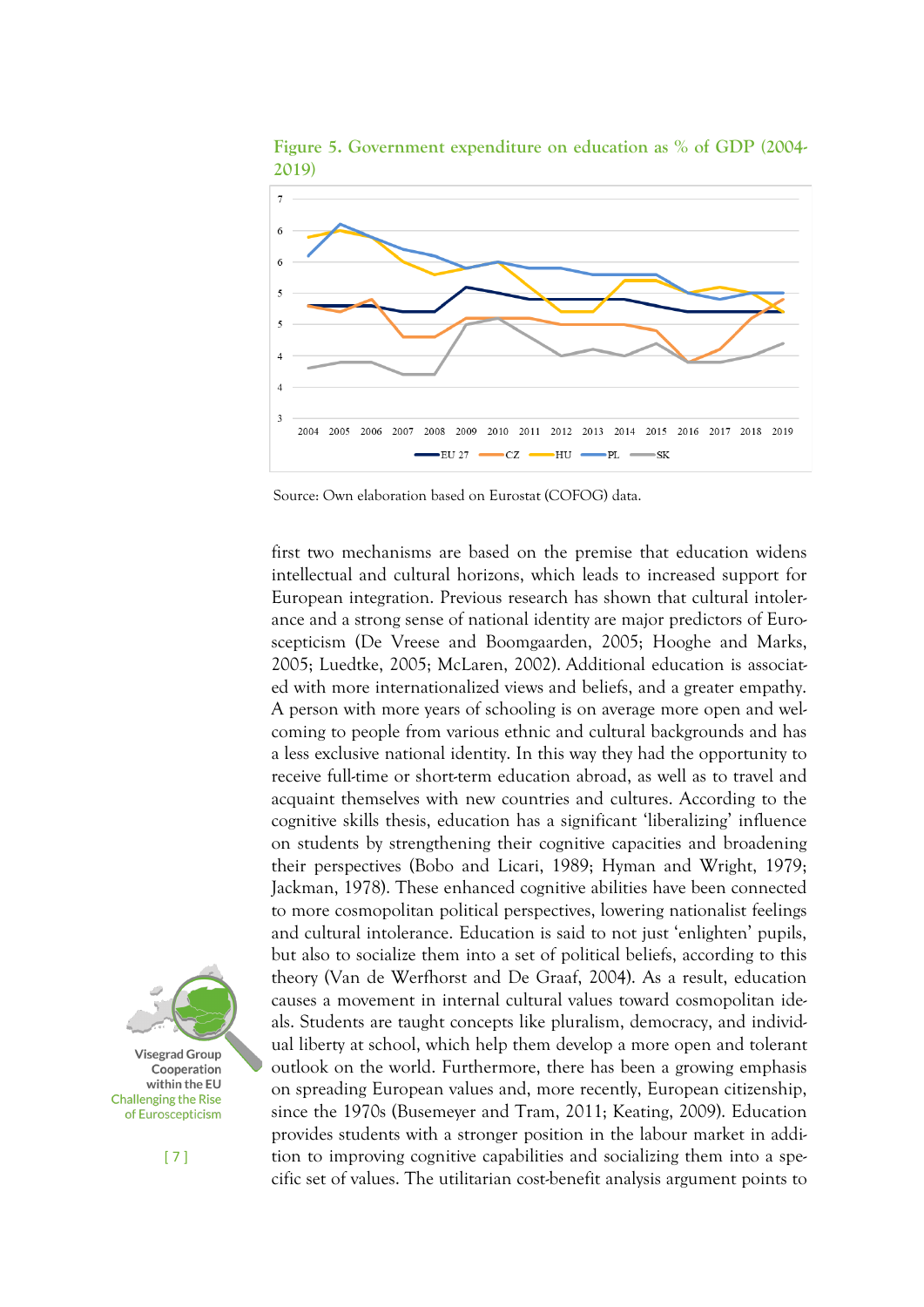**Figure 5. Government expenditure on education as % of GDP (2004-2019)**

Source: Own elaboration based on Eurostat (COFOG) data.

first two mechanisms are based on the premise that education widens intellectual and cultural horizons, which leads to increased support for European integration. Previous research has shown that cultural intolerance and a strong sense of national identity are major predictors of Euroscepticism (De Vreese and Boomgaarden, 2005; Hooghe and Marks, 2005; Luedtke, 2005; McLaren, 2002). Additional education is associated with more internationalized views and beliefs, and a greater empathy. A person with more years of schooling is on average more open and welcoming to people from various ethnic and cultural backgrounds and has a less exclusive national identity. In this way they had the opportunity to receive full-time or short-term education abroad, as well as to travel and acquaint themselves with new countries and cultures. According to the cognitive skills thesis, education has a significant 'liberalizing' influence on students by strengthening their cognitive capacities and broadening their perspectives (Bobo and Licari, 1989; Hyman and Wright, 1979; Jackman, 1978). These enhanced cognitive abilities have been connected to more cosmopolitan political perspectives, lowering nationalist feelings and cultural intolerance. Education is said to not just 'enlighten' pupils, but also to socialize them into a set of political beliefs, according to this theory (Van de Werfhorst and De Graaf, 2004). As a result, education causes a movement in internal cultural values toward cosmopolitan ideals. Students are taught concepts like pluralism, democracy, and individual liberty at school, which help them develop a more open and tolerant outlook on the world. Furthermore, there has been a growing emphasis on spreading European values and, more recently, European citizenship, since the 1970s (Busemeyer and Tram, 2011; Keating, 2009). Education provides students with a stronger position in the labour market in addition to improving cognitive capabilities and socializing them into a specific set of values. The utilitarian cost-benefit analysis argument points to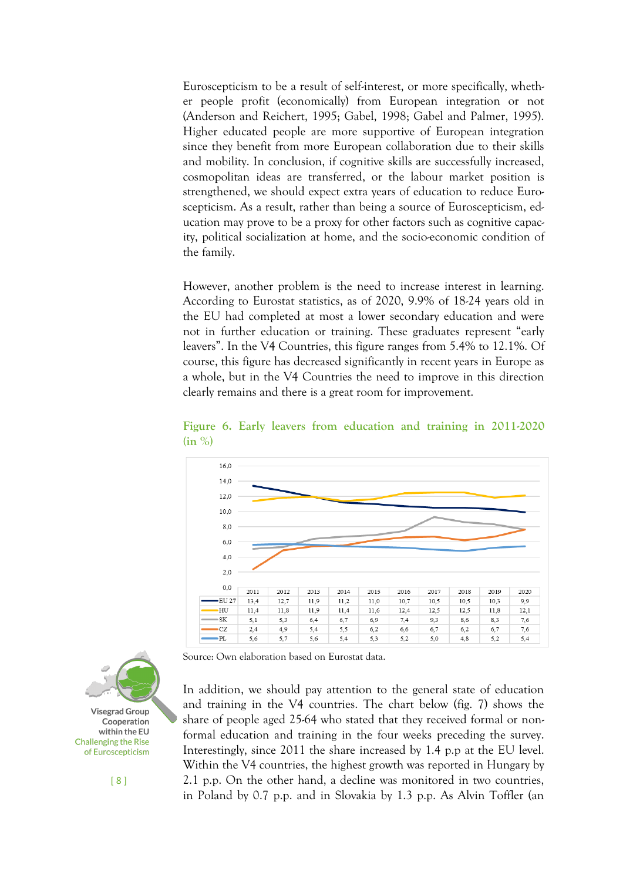Euroscepticism to be a result of self-interest, or more specifically, whether people profit (economically) from European integration or not (Anderson and Reichert, 1995; Gabel, 1998; Gabel and Palmer, 1995). Higher educated people are more supportive of European integration since they benefit from more European collaboration due to their skills and mobility. In conclusion, if cognitive skills are successfully increased, cosmopolitan ideas are transferred, or the labour market position is strengthened, we should expect extra years of education to reduce Euroscepticism. As a result, rather than being a source of Euroscepticism, education may prove to be a proxy for other factors such as cognitive capacity, political socialization at home, and the socio-economic condition of the family.

However, another problem is the need to increase interest in learning. According to Eurostat statistics, as of 2020, 9.9% of 18-24 years old in the EU had completed at most a lower secondary education and were not in further education or training. These graduates represent "early leavers". In the V4 Countries, this figure ranges from 5.4% to 12.1%. Of course, this figure has decreased significantly in recent years in Europe as a whole, but in the V4 Countries the need to improve in this direction clearly remains and there is a great room for improvement.

**Figure 6. Early leavers from education and training in 2011-2020 (in %)**

| | 2011 | 2012 | 2013 | 2014 | 2015 | 2016 | 2017 | 2018 | 2019 | 2020 |
|---|---|---|---|---|---|---|---|---|---|---|
| EU 27 | 13,4 | 12,7 | 11,9 | 11,2 | 11,0 | 10,7 | 10,5 | 10,5 | 10,3 | 9,9 |
| HU | 11,4 | 11,8 | 11,9 | 11,4 | 11,6 | 12,4 | 12,5 | 12,5 | 11,8 | 12,1 |
| SK | 5,1 | 5,3 | 6,4 | 6,7 | 6,9 | 7,4 | 9,3 | 8,6 | 8,3 | 7,6 |
| CZ | 2,4 | 4,9 | 5,4 | 5,5 | 6,2 | 6,6 | 6,7 | 6,2 | 6,7 | 7,6 |
| PL | 5,6 | 5,7 | 5,6 | 5,4 | 5,3 | 5,2 | 5,0 | 4,8 | 5,2 | 5,4 |

Source: Own elaboration based on Eurostat data.

In addition, we should pay attention to the general state of education and training in the V4 countries. The chart below (fig. 7) shows the share of people aged 25-64 who stated that they received formal or non-formal education and training in the four weeks preceding the survey. Interestingly, since 2011 the share increased by 1.4 p.p at the EU level. Within the V4 countries, the highest growth was reported in Hungary by 2.1 p.p. On the other hand, a decline was monitored in two countries, in Poland by 0.7 p.p. and in Slovakia by 1.3 p.p. As Alvin Toffler (an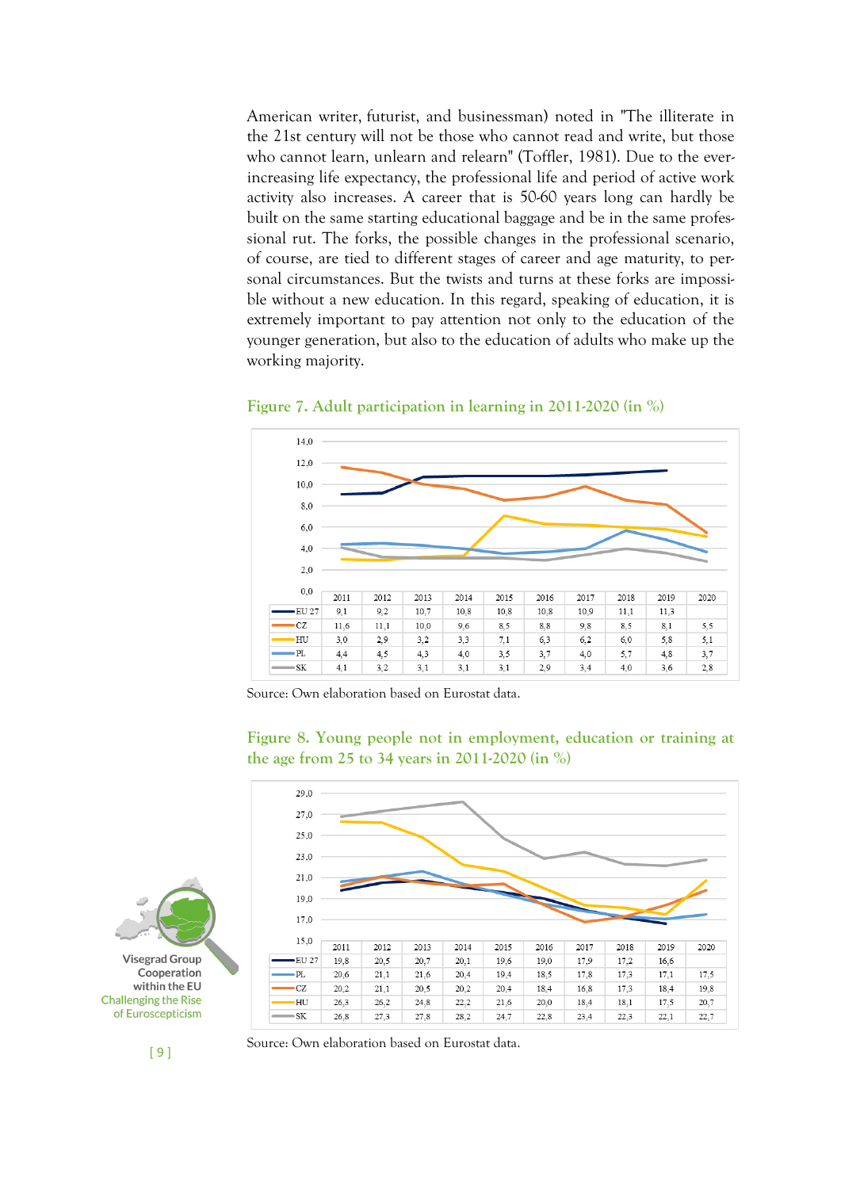American writer, futurist, and businessman) noted in "The illiterate in the 21st century will not be those who cannot read and write, but those who cannot learn, unlearn and relearn" (Toffler, 1981). Due to the ever-increasing life expectancy, the professional life and period of active work activity also increases. A career that is 50-60 years long can hardly be built on the same starting educational baggage and be in the same professional rut. The forks, the possible changes in the professional scenario, of course, are tied to different stages of career and age maturity, to personal circumstances. But the twists and turns at these forks are impossible without a new education. In this regard, speaking of education, it is extremely important to pay attention not only to the education of the younger generation, but also to the education of adults who make up the working majority.

## Figure 7. Adult participation in learning in 2011-2020 (in %)

| | 2011 | 2012 | 2013 | 2014 | 2015 | 2016 | 2017 | 2018 | 2019 | 2020 |
|---|---|---|---|---|---|---|---|---|---|---|
| EU 27 | 9,1 | 9,2 | 10,7 | 10,8 | 10,8 | 10,8 | 10,9 | 11,1 | 11,3 | |
| CZ | 11,6 | 11,1 | 10,0 | 9,6 | 8,5 | 8,8 | 9,8 | 8,5 | 8,1 | 5,5 |
| HU | 3,0 | 2,9 | 3,2 | 3,3 | 7,1 | 6,3 | 6,2 | 6,0 | 5,8 | 5,1 |
| PL | 4,4 | 4,5 | 4,3 | 4,0 | 3,5 | 3,7 | 4,0 | 5,7 | 4,8 | 3,7 |
| SK | 4,1 | 3,2 | 3,1 | 3,1 | 3,1 | 2,9 | 3,4 | 4,0 | 3,6 | 2,8 |

Source: Own elaboration based on Eurostat data.

## Figure 8. Young people not in employment, education or training at the age from 25 to 34 years in 2011-2020 (in %)

| | 2011 | 2012 | 2013 | 2014 | 2015 | 2016 | 2017 | 2018 | 2019 | 2020 |
|---|---|---|---|---|---|---|---|---|---|---|
| EU 27 | 19,8 | 20,5 | 20,7 | 20,1 | 19,6 | 19,0 | 17,9 | 17,2 | 16,6 | |
| PL | 20,6 | 21,1 | 21,6 | 20,4 | 19,4 | 18,5 | 17,8 | 17,3 | 17,1 | 17,5 |
| CZ | 20,2 | 21,1 | 20,5 | 20,2 | 20,4 | 18,4 | 16,8 | 17,3 | 18,4 | 19,8 |
| HU | 26,3 | 26,2 | 24,8 | 22,2 | 21,6 | 20,0 | 18,4 | 18,1 | 17,5 | 20,7 |
| SK | 26,8 | 27,3 | 27,8 | 28,2 | 24,7 | 22,8 | 23,4 | 22,3 | 22,1 | 22,7 |

Source: Own elaboration based on Eurostat data.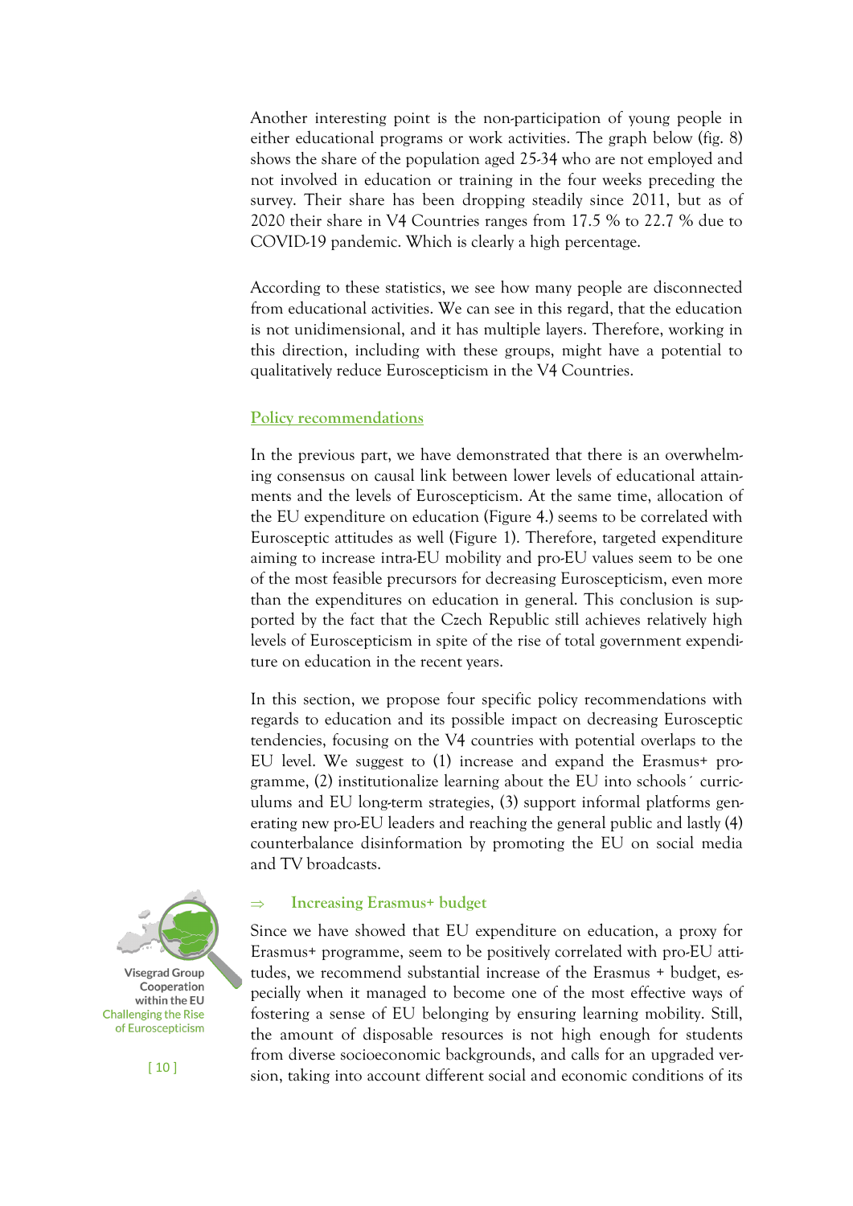Another interesting point is the non-participation of young people in either educational programs or work activities. The graph below (fig. 8) shows the share of the population aged 25-34 who are not employed and not involved in education or training in the four weeks preceding the survey. Their share has been dropping steadily since 2011, but as of 2020 their share in V4 Countries ranges from 17.5 % to 22.7 % due to COVID-19 pandemic. Which is clearly a high percentage.

According to these statistics, we see how many people are disconnected from educational activities. We can see in this regard, that the education is not unidimensional, and it has multiple layers. Therefore, working in this direction, including with these groups, might have a potential to qualitatively reduce Euroscepticism in the V4 Countries.

## Policy recommendations

In the previous part, we have demonstrated that there is an overwhelming consensus on causal link between lower levels of educational attainments and the levels of Euroscepticism. At the same time, allocation of the EU expenditure on education (Figure 4.) seems to be correlated with Eurosceptic attitudes as well (Figure 1). Therefore, targeted expenditure aiming to increase intra-EU mobility and pro-EU values seem to be one of the most feasible precursors for decreasing Euroscepticism, even more than the expenditures on education in general. This conclusion is supported by the fact that the Czech Republic still achieves relatively high levels of Euroscepticism in spite of the rise of total government expenditure on education in the recent years.

In this section, we propose four specific policy recommendations with regards to education and its possible impact on decreasing Eurosceptic tendencies, focusing on the V4 countries with potential overlaps to the EU level. We suggest to (1) increase and expand the Erasmus+ programme, (2) institutionalize learning about the EU into schools´ curriculums and EU long-term strategies, (3) support informal platforms generating new pro-EU leaders and reaching the general public and lastly (4) counterbalance disinformation by promoting the EU on social media and TV broadcasts.

### ⇒ Increasing Erasmus+ budget

Since we have showed that EU expenditure on education, a proxy for Erasmus+ programme, seem to be positively correlated with pro-EU attitudes, we recommend substantial increase of the Erasmus + budget, especially when it managed to become one of the most effective ways of fostering a sense of EU belonging by ensuring learning mobility. Still, the amount of disposable resources is not high enough for students from diverse socioeconomic backgrounds, and calls for an upgraded version, taking into account different social and economic conditions of its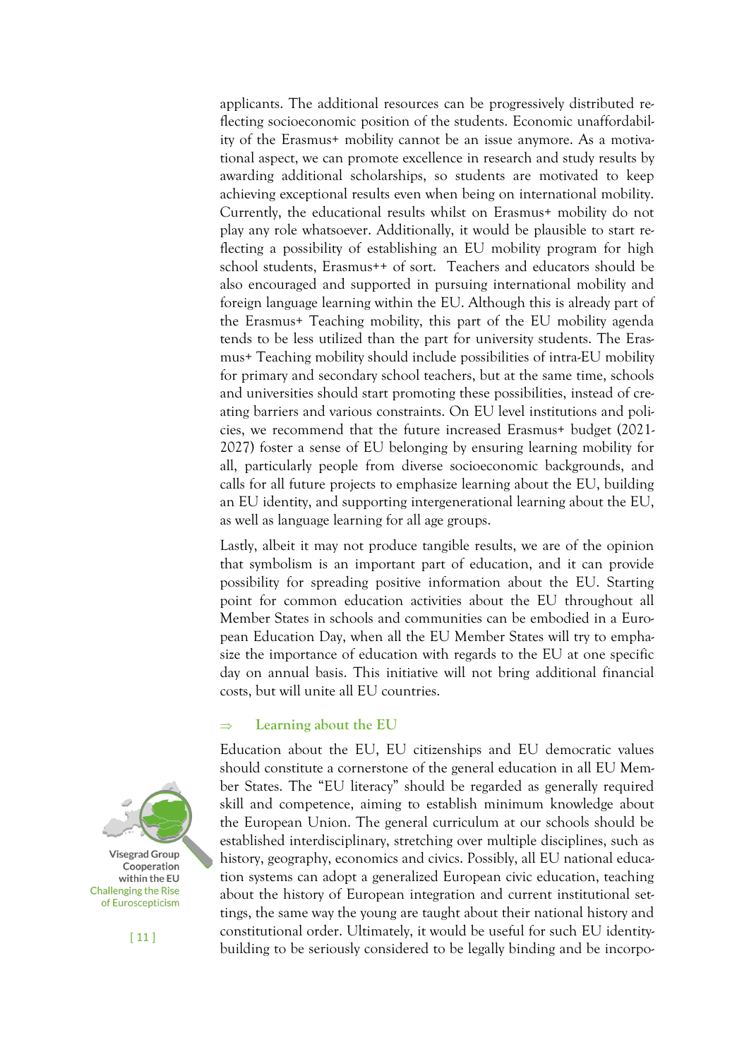applicants. The additional resources can be progressively distributed reflecting socioeconomic position of the students. Economic unaffordability of the Erasmus+ mobility cannot be an issue anymore. As a motivational aspect, we can promote excellence in research and study results by awarding additional scholarships, so students are motivated to keep achieving exceptional results even when being on international mobility. Currently, the educational results whilst on Erasmus+ mobility do not play any role whatsoever. Additionally, it would be plausible to start reflecting a possibility of establishing an EU mobility program for high school students, Erasmus++ of sort. Teachers and educators should be also encouraged and supported in pursuing international mobility and foreign language learning within the EU. Although this is already part of the Erasmus+ Teaching mobility, this part of the EU mobility agenda tends to be less utilized than the part for university students. The Erasmus+ Teaching mobility should include possibilities of intra-EU mobility for primary and secondary school teachers, but at the same time, schools and universities should start promoting these possibilities, instead of creating barriers and various constraints. On EU level institutions and policies, we recommend that the future increased Erasmus+ budget (2021-2027) foster a sense of EU belonging by ensuring learning mobility for all, particularly people from diverse socioeconomic backgrounds, and calls for all future projects to emphasize learning about the EU, building an EU identity, and supporting intergenerational learning about the EU, as well as language learning for all age groups.

Lastly, albeit it may not produce tangible results, we are of the opinion that symbolism is an important part of education, and it can provide possibility for spreading positive information about the EU. Starting point for common education activities about the EU throughout all Member States in schools and communities can be embodied in a European Education Day, when all the EU Member States will try to emphasize the importance of education with regards to the EU at one specific day on annual basis. This initiative will not bring additional financial costs, but will unite all EU countries.

### ⇒ Learning about the EU

Education about the EU, EU citizenships and EU democratic values should constitute a cornerstone of the general education in all EU Member States. The "EU literacy" should be regarded as generally required skill and competence, aiming to establish minimum knowledge about the European Union. The general curriculum at our schools should be established interdisciplinary, stretching over multiple disciplines, such as history, geography, economics and civics. Possibly, all EU national education systems can adopt a generalized European civic education, teaching about the history of European integration and current institutional settings, the same way the young are taught about their national history and constitutional order. Ultimately, it would be useful for such EU identity-building to be seriously considered to be legally binding and be incorpo-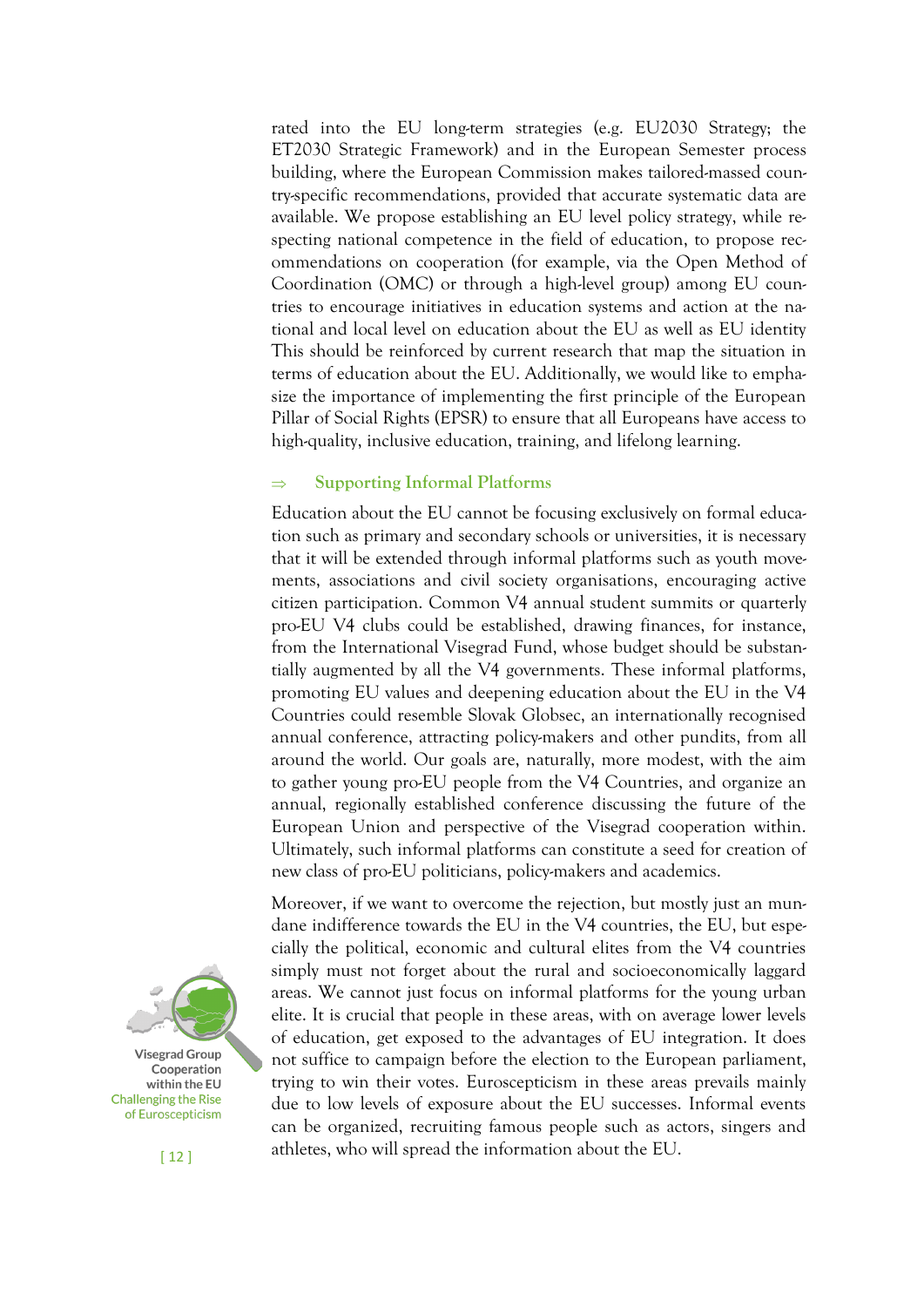rated into the EU long-term strategies (e.g. EU2030 Strategy; the ET2030 Strategic Framework) and in the European Semester process building, where the European Commission makes tailored-massed country-specific recommendations, provided that accurate systematic data are available. We propose establishing an EU level policy strategy, while respecting national competence in the field of education, to propose recommendations on cooperation (for example, via the Open Method of Coordination (OMC) or through a high-level group) among EU countries to encourage initiatives in education systems and action at the national and local level on education about the EU as well as EU identity This should be reinforced by current research that map the situation in terms of education about the EU. Additionally, we would like to emphasize the importance of implementing the first principle of the European Pillar of Social Rights (EPSR) to ensure that all Europeans have access to high-quality, inclusive education, training, and lifelong learning.

### ⇒ Supporting Informal Platforms

Education about the EU cannot be focusing exclusively on formal education such as primary and secondary schools or universities, it is necessary that it will be extended through informal platforms such as youth movements, associations and civil society organisations, encouraging active citizen participation. Common V4 annual student summits or quarterly pro-EU V4 clubs could be established, drawing finances, for instance, from the International Visegrad Fund, whose budget should be substantially augmented by all the V4 governments. These informal platforms, promoting EU values and deepening education about the EU in the V4 Countries could resemble Slovak Globsec, an internationally recognised annual conference, attracting policy-makers and other pundits, from all around the world. Our goals are, naturally, more modest, with the aim to gather young pro-EU people from the V4 Countries, and organize an annual, regionally established conference discussing the future of the European Union and perspective of the Visegrad cooperation within. Ultimately, such informal platforms can constitute a seed for creation of new class of pro-EU politicians, policy-makers and academics.

Moreover, if we want to overcome the rejection, but mostly just an mundane indifference towards the EU in the V4 countries, the EU, but especially the political, economic and cultural elites from the V4 countries simply must not forget about the rural and socioeconomically laggard areas. We cannot just focus on informal platforms for the young urban elite. It is crucial that people in these areas, with on average lower levels of education, get exposed to the advantages of EU integration. It does not suffice to campaign before the election to the European parliament, trying to win their votes. Euroscepticism in these areas prevails mainly due to low levels of exposure about the EU successes. Informal events can be organized, recruiting famous people such as actors, singers and athletes, who will spread the information about the EU.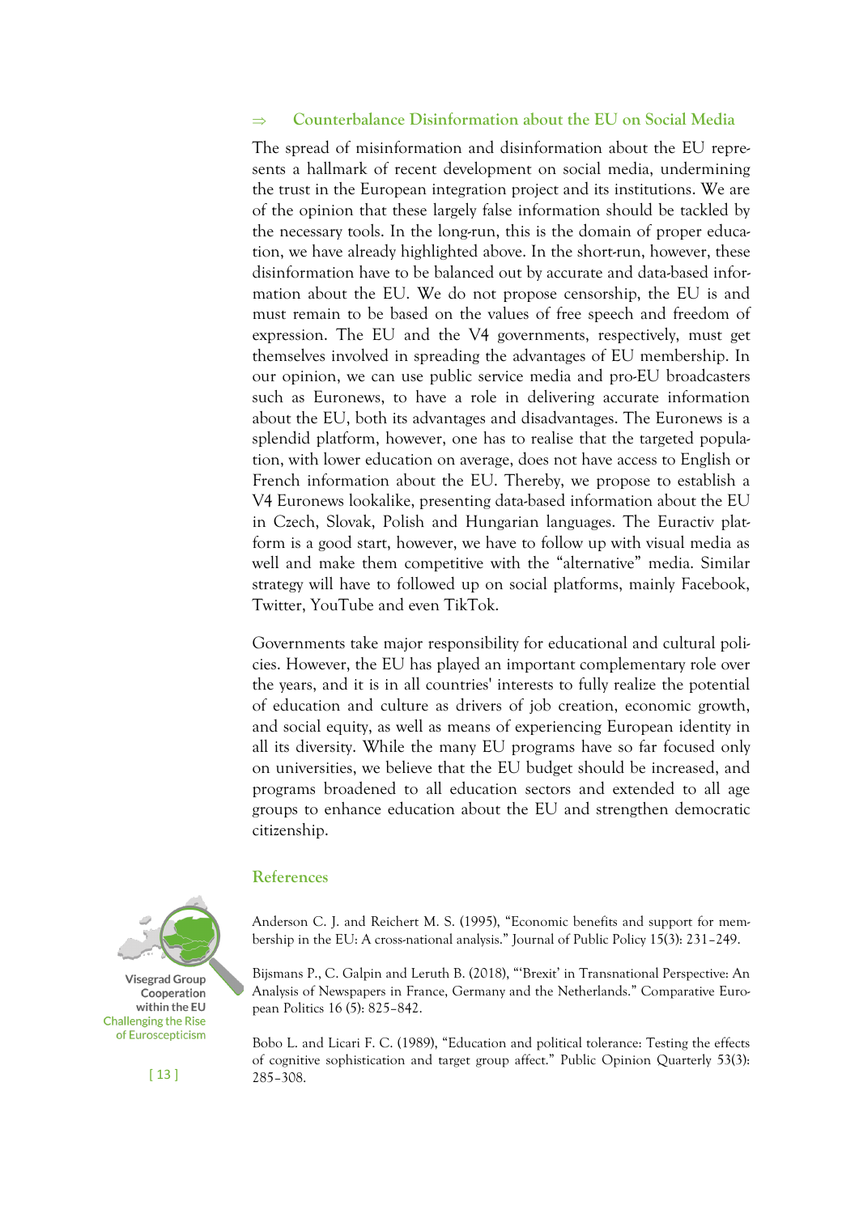### ⇒ Counterbalance Disinformation about the EU on Social Media

The spread of misinformation and disinformation about the EU represents a hallmark of recent development on social media, undermining the trust in the European integration project and its institutions. We are of the opinion that these largely false information should be tackled by the necessary tools. In the long-run, this is the domain of proper education, we have already highlighted above. In the short-run, however, these disinformation have to be balanced out by accurate and data-based information about the EU. We do not propose censorship, the EU is and must remain to be based on the values of free speech and freedom of expression. The EU and the V4 governments, respectively, must get themselves involved in spreading the advantages of EU membership. In our opinion, we can use public service media and pro-EU broadcasters such as Euronews, to have a role in delivering accurate information about the EU, both its advantages and disadvantages. The Euronews is a splendid platform, however, one has to realise that the targeted population, with lower education on average, does not have access to English or French information about the EU. Thereby, we propose to establish a V4 Euronews lookalike, presenting data-based information about the EU in Czech, Slovak, Polish and Hungarian languages. The Euractiv platform is a good start, however, we have to follow up with visual media as well and make them competitive with the "alternative" media. Similar strategy will have to followed up on social platforms, mainly Facebook, Twitter, YouTube and even TikTok.

Governments take major responsibility for educational and cultural policies. However, the EU has played an important complementary role over the years, and it is in all countries' interests to fully realize the potential of education and culture as drivers of job creation, economic growth, and social equity, as well as means of experiencing European identity in all its diversity. While the many EU programs have so far focused only on universities, we believe that the EU budget should be increased, and programs broadened to all education sectors and extended to all age groups to enhance education about the EU and strengthen democratic citizenship.

## References

Anderson C. J. and Reichert M. S. (1995), "Economic benefits and support for membership in the EU: A cross-national analysis." Journal of Public Policy 15(3): 231–249.

Bijsmans P., C. Galpin and Leruth B. (2018), "'Brexit' in Transnational Perspective: An Analysis of Newspapers in France, Germany and the Netherlands." Comparative European Politics 16 (5): 825–842.

Bobo L. and Licari F. C. (1989), "Education and political tolerance: Testing the effects of cognitive sophistication and target group affect." Public Opinion Quarterly 53(3): 285–308.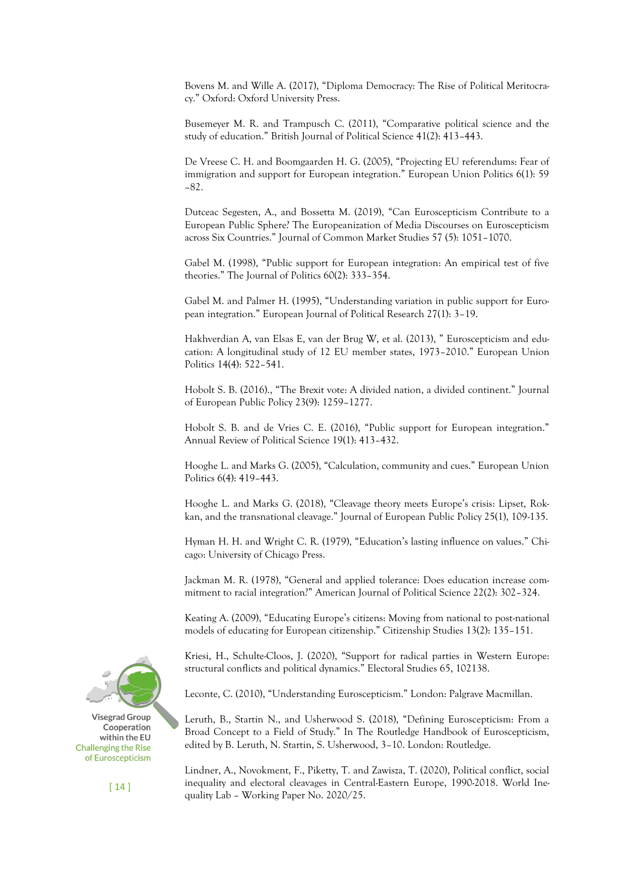Bovens M. and Wille A. (2017), "Diploma Democracy: The Rise of Political Meritocracy." Oxford: Oxford University Press.

Busemeyer M. R. and Trampusch C. (2011), "Comparative political science and the study of education." British Journal of Political Science 41(2): 413–443.

De Vreese C. H. and Boomgaarden H. G. (2005), "Projecting EU referendums: Fear of immigration and support for European integration." European Union Politics 6(1): 59–82.

Dutceac Segesten, A., and Bossetta M. (2019), "Can Euroscepticism Contribute to a European Public Sphere? The Europeanization of Media Discourses on Euroscepticism across Six Countries." Journal of Common Market Studies 57 (5): 1051–1070.

Gabel M. (1998), "Public support for European integration: An empirical test of five theories." The Journal of Politics 60(2): 333–354.

Gabel M. and Palmer H. (1995), "Understanding variation in public support for European integration." European Journal of Political Research 27(1): 3–19.

Hakhverdian A, van Elsas E, van der Brug W, et al. (2013), " Euroscepticism and education: A longitudinal study of 12 EU member states, 1973–2010." European Union Politics 14(4): 522–541.

Hobolt S. B. (2016)., "The Brexit vote: A divided nation, a divided continent." Journal of European Public Policy 23(9): 1259–1277.

Hobolt S. B. and de Vries C. E. (2016), "Public support for European integration." Annual Review of Political Science 19(1): 413–432.

Hooghe L. and Marks G. (2005), "Calculation, community and cues." European Union Politics 6(4): 419–443.

Hooghe L. and Marks G. (2018), "Cleavage theory meets Europe's crisis: Lipset, Rokkan, and the transnational cleavage." Journal of European Public Policy 25(1), 109-135.

Hyman H. H. and Wright C. R. (1979), "Education's lasting influence on values." Chicago: University of Chicago Press.

Jackman M. R. (1978), "General and applied tolerance: Does education increase commitment to racial integration?" American Journal of Political Science 22(2): 302–324.

Keating A. (2009), "Educating Europe's citizens: Moving from national to post-national models of educating for European citizenship." Citizenship Studies 13(2): 135–151.

Kriesi, H., Schulte-Cloos, J. (2020), "Support for radical parties in Western Europe: structural conflicts and political dynamics." Electoral Studies 65, 102138.

Leconte, C. (2010), "Understanding Euroscepticism." London: Palgrave Macmillan.

Leruth, B., Startin N., and Usherwood S. (2018), "Defining Euroscepticism: From a Broad Concept to a Field of Study." In The Routledge Handbook of Euroscepticism, edited by B. Leruth, N. Startin, S. Usherwood, 3–10. London: Routledge.

Lindner, A., Novokment, F., Piketty, T. and Zawisza, T. (2020), Political conflict, social inequality and electoral cleavages in Central-Eastern Europe, 1990-2018. World Inequality Lab – Working Paper No. 2020/25.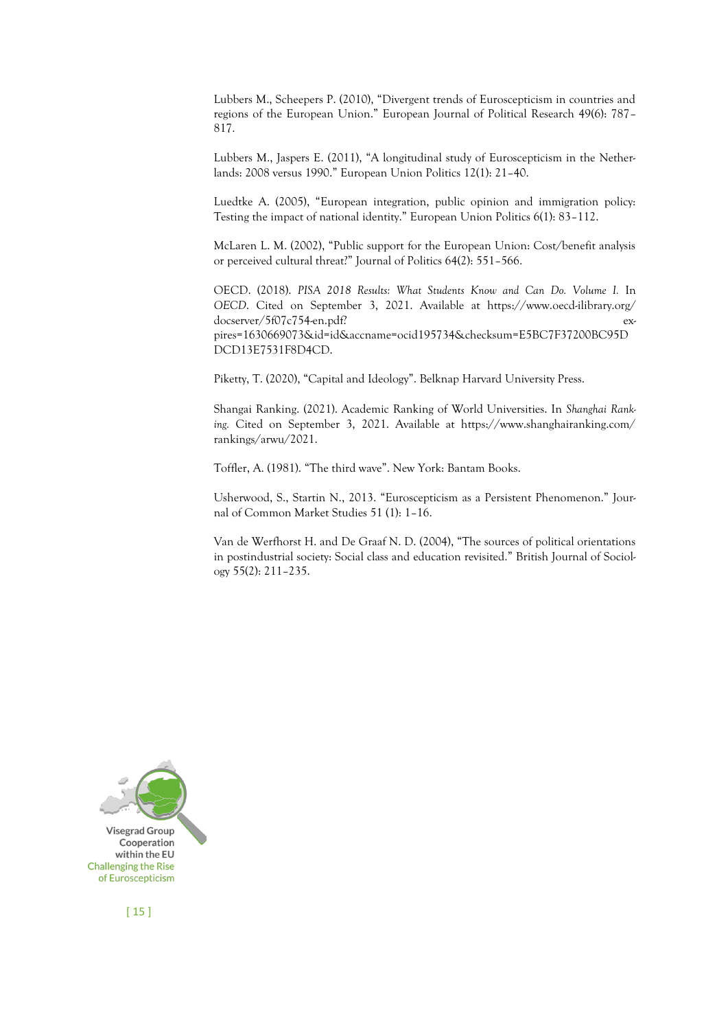Lubbers M., Scheepers P. (2010), "Divergent trends of Euroscepticism in countries and regions of the European Union." European Journal of Political Research 49(6): 787–817.

Lubbers M., Jaspers E. (2011), "A longitudinal study of Euroscepticism in the Netherlands: 2008 versus 1990." European Union Politics 12(1): 21–40.

Luedtke A. (2005), "European integration, public opinion and immigration policy: Testing the impact of national identity." European Union Politics 6(1): 83–112.

McLaren L. M. (2002), "Public support for the European Union: Cost/benefit analysis or perceived cultural threat?" Journal of Politics 64(2): 551–566.

OECD. (2018). *PISA 2018 Results: What Students Know and Can Do. Volume I.* In *OECD*. Cited on September 3, 2021. Available at https://www.oecd-ilibrary.org/docserver/5f07c754-en.pdf?expires=1630669073&id=id&accname=ocid195734&checksum=E5BC7F37200BC95DDCD13E7531F8D4CD.

Piketty, T. (2020), "Capital and Ideology". Belknap Harvard University Press.

Shangai Ranking. (2021). Academic Ranking of World Universities. In *Shanghai Ranking.* Cited on September 3, 2021. Available at https://www.shanghairanking.com/rankings/arwu/2021.

Toffler, A. (1981). "The third wave". New York: Bantam Books.

Usherwood, S., Startin N., 2013. "Euroscepticism as a Persistent Phenomenon." Journal of Common Market Studies 51 (1): 1–16.

Van de Werfhorst H. and De Graaf N. D. (2004), "The sources of political orientations in postindustrial society: Social class and education revisited." British Journal of Sociology 55(2): 211–235.